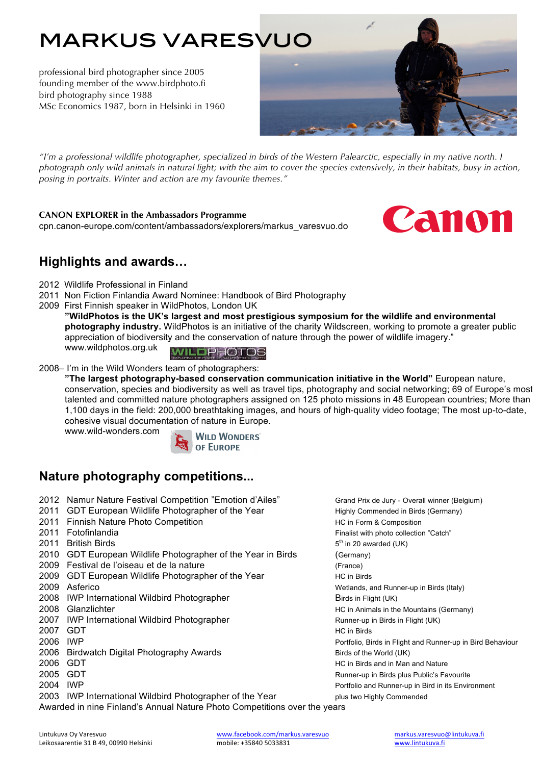# MARKUS VARESVUO

professional bird photographer since 2005
founding member of the www.birdphoto.fi
bird photography since 1988
MSc Economics 1987, born in Helsinki in 1960

*"I'm a professional wildlife photographer, specialized in birds of the Western Palearctic, especially in my native north. I photograph only wild animals in natural light; with the aim to cover the species extensively, in their habitats, busy in action, posing in portraits. Winter and action are my favourite themes."*

**CANON EXPLORER in the Ambassadors Programme**
cpn.canon-europe.com/content/ambassadors/explorers/markus_varesvuo.do

## Highlights and awards…

2012 Wildlife Professional in Finland
2011 Non Fiction Finlandia Award Nominee: Handbook of Bird Photography
2009 First Finnish speaker in WildPhotos, London UK

> **"WildPhotos is the UK's largest and most prestigious symposium for the wildlife and environmental photography industry.** WildPhotos is an initiative of the charity Wildscreen, working to promote a greater public appreciation of biodiversity and the conservation of nature through the power of wildlife imagery."
> www.wildphotos.org.uk

2008– I'm in the Wild Wonders team of photographers:

> **"The largest photography-based conservation communication initiative in the World"** European nature, conservation, species and biodiversity as well as travel tips, photography and social networking; 69 of Europe's most talented and committed nature photographers assigned on 125 photo missions in 48 European countries; More than 1,100 days in the field: 200,000 breathtaking images, and hours of high-quality video footage; The most up-to-date, cohesive visual documentation of nature in Europe.
> www.wild-wonders.com

## Nature photography competitions...

| Year | Competition | Result |
|---|---|---|
| 2012 | Namur Nature Festival Competition "Emotion d'Ailes" | Grand Prix de Jury - Overall winner (Belgium) |
| 2011 | GDT European Wildlife Photographer of the Year | Highly Commended in Birds (Germany) |
| 2011 | Finnish Nature Photo Competition | HC in Form & Composition |
| 2011 | Fotofinlandia | Finalist with photo collection "Catch" |
| 2011 | British Birds | 5th in 20 awarded (UK) |
| 2010 | GDT European Wildlife Photographer of the Year in Birds | (Germany) |
| 2009 | Festival de l'oiseau et de la nature | (France) |
| 2009 | GDT European Wildlife Photographer of the Year | HC in Birds |
| 2009 | Asferico | Wetlands, and Runner-up in Birds (Italy) |
| 2008 | IWP International Wildbird Photographer | Birds in Flight (UK) |
| 2008 | Glanzlichter | HC in Animals in the Mountains (Germany) |
| 2007 | IWP International Wildbird Photographer | Runner-up in Birds in Flight (UK) |
| 2007 | GDT | HC in Birds |
| 2006 | IWP | Portfolio, Birds in Flight and Runner-up in Bird Behaviour |
| 2006 | Birdwatch Digital Photography Awards | Birds of the World (UK) |
| 2006 | GDT | HC in Birds and in Man and Nature |
| 2005 | GDT | Runner-up in Birds plus Public's Favourite |
| 2004 | IWP | Portfolio and Runner-up in Bird in its Environment |
| 2003 | IWP International Wildbird Photographer of the Year | plus two Highly Commended |

Awarded in nine Finland's Annual Nature Photo Competitions over the years

Lintukuva Oy Varesvuo
Leikosaarentie 31 B 49, 00990 Helsinki
www.facebook.com/markus.varesvuo
mobile: +35840 5033831
markus.varesvuo@lintukuva.fi
www.lintukuva.fi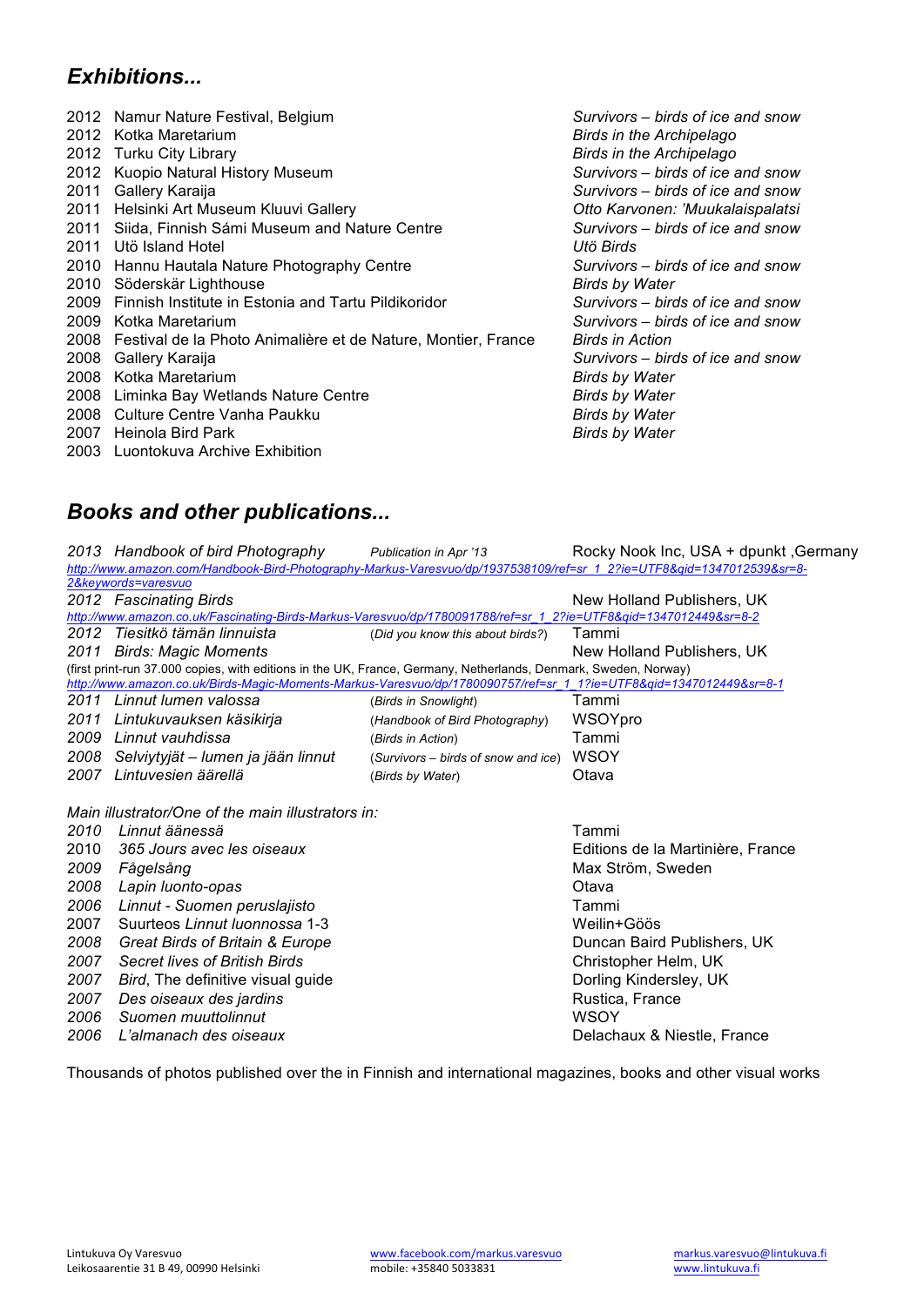## *Exhibitions...*

| | | |
|---|---|---|
| 2012 | Namur Nature Festival, Belgium | *Survivors – birds of ice and snow* |
| 2012 | Kotka Maretarium | *Birds in the Archipelago* |
| 2012 | Turku City Library | *Birds in the Archipelago* |
| 2012 | Kuopio Natural History Museum | *Survivors – birds of ice and snow* |
| 2011 | Gallery Karaija | *Survivors – birds of ice and snow* |
| 2011 | Helsinki Art Museum Kluuvi Gallery | *Otto Karvonen: 'Muukalaispalatsi* |
| 2011 | Siida, Finnish Sámi Museum and Nature Centre | *Survivors – birds of ice and snow* |
| 2011 | Utö Island Hotel | *Utö Birds* |
| 2010 | Hannu Hautala Nature Photography Centre | *Survivors – birds of ice and snow* |
| 2010 | Söderskär Lighthouse | *Birds by Water* |
| 2009 | Finnish Institute in Estonia and Tartu Pildikoridor | *Survivors – birds of ice and snow* |
| 2009 | Kotka Maretarium | *Survivors – birds of ice and snow* |
| 2008 | Festival de la Photo Animalière et de Nature, Montier, France | *Birds in Action* |
| 2008 | Gallery Karaija | *Survivors – birds of ice and snow* |
| 2008 | Kotka Maretarium | *Birds by Water* |
| 2008 | Liminka Bay Wetlands Nature Centre | *Birds by Water* |
| 2008 | Culture Centre Vanha Paukku | *Birds by Water* |
| 2007 | Heinola Bird Park | *Birds by Water* |
| 2003 | Luontokuva Archive Exhibition | |

## *Books and other publications...*

*2013 Handbook of bird Photography* — *Publication in Apr '13* — Rocky Nook Inc, USA + dpunkt ,Germany
http://www.amazon.com/Handbook-Bird-Photography-Markus-Varesvuo/dp/1937538109/ref=sr_1_2?ie=UTF8&qid=1347012539&sr=8-2&keywords=varesvuo

*2012 Fascinating Birds* — New Holland Publishers, UK
http://www.amazon.co.uk/Fascinating-Birds-Markus-Varesvuo/dp/1780091788/ref=sr_1_2?ie=UTF8&qid=1347012449&sr=8-2

*2012 Tiesitkö tämän linnuista* — (Did you know this about birds?) — Tammi

*2011 Birds: Magic Moments* — New Holland Publishers, UK
(first print-run 37.000 copies, with editions in the UK, France, Germany, Netherlands, Denmark, Sweden, Norway)
http://www.amazon.co.uk/Birds-Magic-Moments-Markus-Varesvuo/dp/1780090757/ref=sr_1_1?ie=UTF8&qid=1347012449&sr=8-1

| | | | |
|---|---|---|---|
| *2011* | *Linnut lumen valossa* | (*Birds in Snowlight*) | Tammi |
| *2011* | *Lintukuvauksen käsikirja* | (*Handbook of Bird Photography*) | WSOYpro |
| *2009* | *Linnut vauhdissa* | (*Birds in Action*) | Tammi |
| *2008* | *Selviytyjät – lumen ja jään linnut* | (*Survivors – birds of snow and ice*) | WSOY |
| *2007* | *Lintuvesien äärellä* | (*Birds by Water*) | Otava |

*Main illustrator/One of the main illustrators in:*

| | | |
|---|---|---|
| *2010* | *Linnut äänessä* | Tammi |
| 2010 | *365 Jours avec les oiseaux* | Editions de la Martinière, France |
| *2009* | *Fågelsång* | Max Ström, Sweden |
| *2008* | *Lapin luonto-opas* | Otava |
| *2006* | *Linnut - Suomen peruslajisto* | Tammi |
| 2007 | Suurteos *Linnut luonnossa* 1-3 | Weilin+Göös |
| *2008* | *Great Birds of Britain & Europe* | Duncan Baird Publishers, UK |
| *2007* | *Secret lives of British Birds* | Christopher Helm, UK |
| *2007* | *Bird*, The definitive visual guide | Dorling Kindersley, UK |
| *2007* | *Des oiseaux des jardins* | Rustica, France |
| *2006* | *Suomen muuttolinnut* | WSOY |
| *2006* | *L'almanach des oiseaux* | Delachaux & Niestle, France |

Thousands of photos published over the in Finnish and international magazines, books and other visual works

Lintukuva Oy Varesvuo
Leikosaarentie 31 B 49, 00990 Helsinki

www.facebook.com/markus.varesvuo
mobile: +35840 5033831

markus.varesvuo@lintukuva.fi
www.lintukuva.fi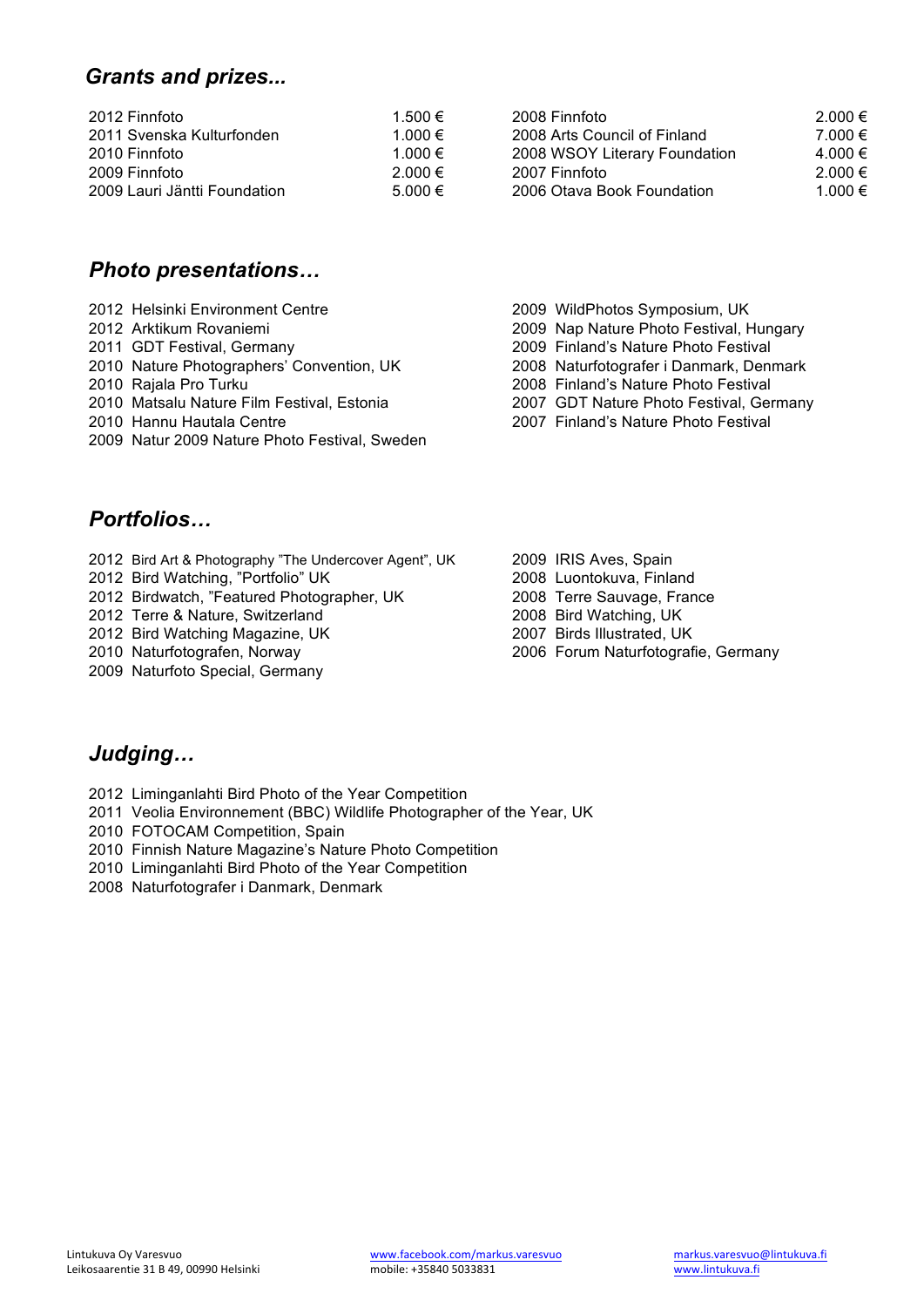## *Grants and prizes...*

| | |
|---|---|
| 2012 Finnfoto | 1.500 € |
| 2011 Svenska Kulturfonden | 1.000 € |
| 2010 Finnfoto | 1.000 € |
| 2009 Finnfoto | 2.000 € |
| 2009 Lauri Jäntti Foundation | 5.000 € |
| 2008 Finnfoto | 2.000 € |
| 2008 Arts Council of Finland | 7.000 € |
| 2008 WSOY Literary Foundation | 4.000 € |
| 2007 Finnfoto | 2.000 € |
| 2006 Otava Book Foundation | 1.000 € |

## *Photo presentations…*

2012 Helsinki Environment Centre
2012 Arktikum Rovaniemi
2011 GDT Festival, Germany
2010 Nature Photographers' Convention, UK
2010 Rajala Pro Turku
2010 Matsalu Nature Film Festival, Estonia
2010 Hannu Hautala Centre
2009 Natur 2009 Nature Photo Festival, Sweden
2009 WildPhotos Symposium, UK
2009 Nap Nature Photo Festival, Hungary
2009 Finland's Nature Photo Festival
2008 Naturfotografer i Danmark, Denmark
2008 Finland's Nature Photo Festival
2007 GDT Nature Photo Festival, Germany
2007 Finland's Nature Photo Festival

## *Portfolios…*

2012 Bird Art & Photography "The Undercover Agent", UK
2012 Bird Watching, "Portfolio" UK
2012 Birdwatch, "Featured Photographer, UK
2012 Terre & Nature, Switzerland
2012 Bird Watching Magazine, UK
2010 Naturfotografen, Norway
2009 Naturfoto Special, Germany
2009 IRIS Aves, Spain
2008 Luontokuva, Finland
2008 Terre Sauvage, France
2008 Bird Watching, UK
2007 Birds Illustrated, UK
2006 Forum Naturfotografie, Germany

## *Judging…*

2012 Liminganlahti Bird Photo of the Year Competition
2011 Veolia Environnement (BBC) Wildlife Photographer of the Year, UK
2010 FOTOCAM Competition, Spain
2010 Finnish Nature Magazine's Nature Photo Competition
2010 Liminganlahti Bird Photo of the Year Competition
2008 Naturfotografer i Danmark, Denmark

Lintukuva Oy Varesvuo
Leikosaarentie 31 B 49, 00990 Helsinki
www.facebook.com/markus.varesvuo
mobile: +35840 5033831
markus.varesvuo@lintukuva.fi
www.lintukuva.fi